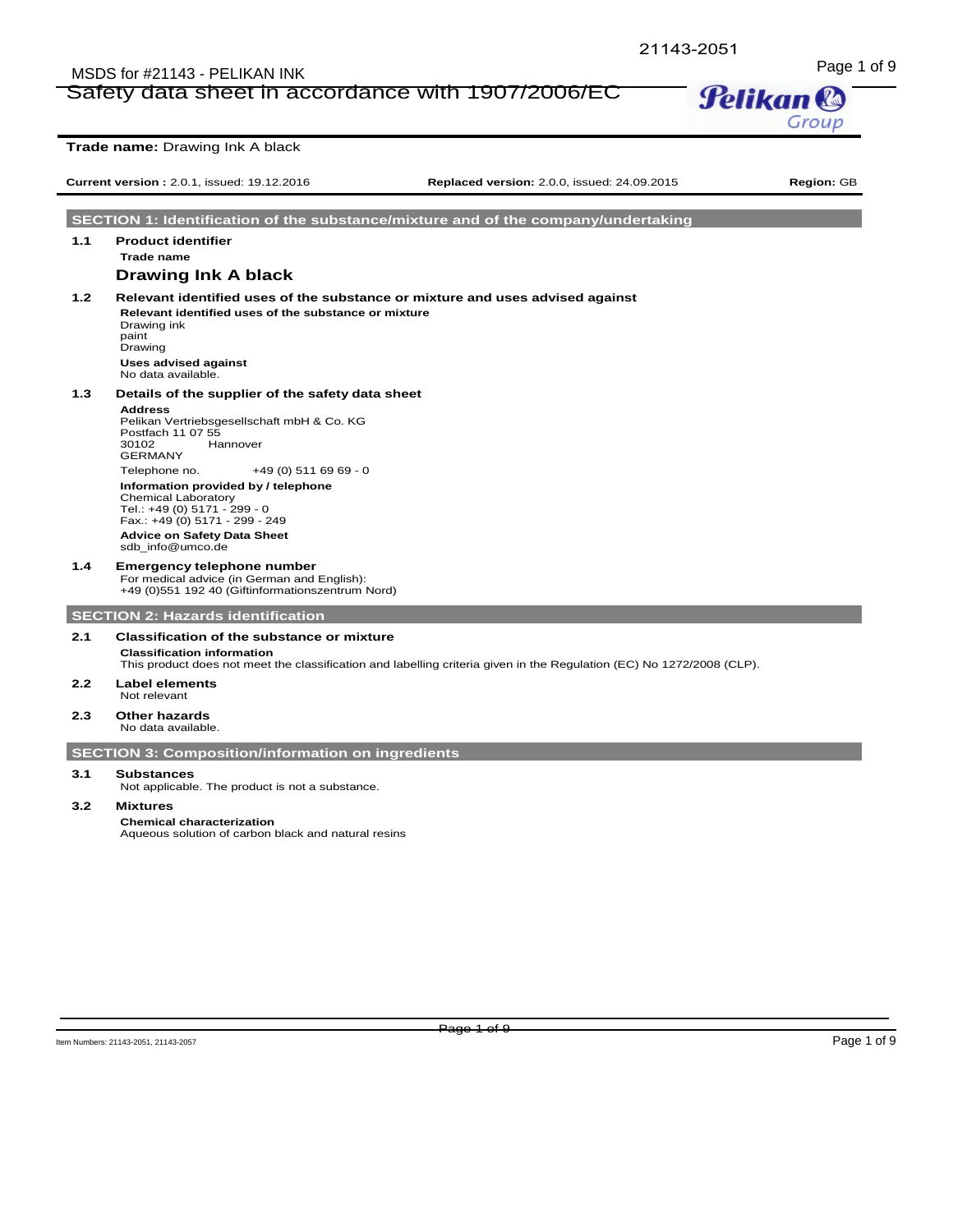# Safety data sheet in accordance with 1907/2006/EC

**Trade name:** Drawing Ink A black

**Current version :** 2.0.1, issued: 19.12.2016 **Replaced version:** 2.0.0, issued: 24.09.2015 **Region:** GB

## SECTION 1: Identification of the substance/mixture and of the company/undertaking

### 1.1 Product identifier

**Trade name**

**Drawing Ink A black**

### 1.2 Relevant identified uses of the substance or mixture and uses advised against

**Relevant identified uses of the substance or mixture**

Drawing ink
paint
Drawing

**Uses advised against**

No data available.

### 1.3 Details of the supplier of the safety data sheet

**Address**

Pelikan Vertriebsgesellschaft mbH & Co. KG
Postfach 11 07 55
30102 Hannover
GERMANY

Telephone no. +49 (0) 511 69 69 - 0

**Information provided by / telephone**

Chemical Laboratory
Tel.: +49 (0) 5171 - 299 - 0
Fax.: +49 (0) 5171 - 299 - 249

**Advice on Safety Data Sheet**

sdb_info@umco.de

### 1.4 Emergency telephone number

For medical advice (in German and English):
+49 (0)551 192 40 (Giftinformationszentrum Nord)

## SECTION 2: Hazards identification

### 2.1 Classification of the substance or mixture

**Classification information**

This product does not meet the classification and labelling criteria given in the Regulation (EC) No 1272/2008 (CLP).

### 2.2 Label elements

Not relevant

### 2.3 Other hazards

No data available.

## SECTION 3: Composition/information on ingredients

### 3.1 Substances

Not applicable. The product is not a substance.

### 3.2 Mixtures

**Chemical characterization**

Aqueous solution of carbon black and natural resins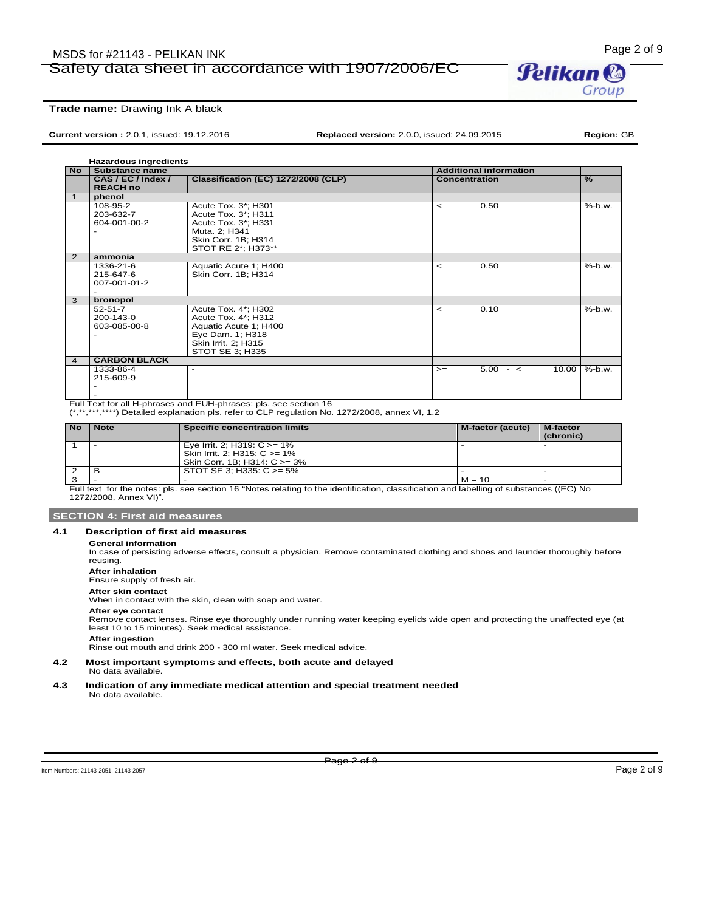**Trade name:** Drawing Ink A black

**Current version :** 2.0.1, issued: 19.12.2016 **Replaced version:** 2.0.0, issued: 24.09.2015 **Region:** GB

**Hazardous ingredients**

| No | Substance name | | Additional information | | |
|---|---|---|---|---|---|
| | CAS / EC / Index / REACH no | Classification (EC) 1272/2008 (CLP) | Concentration | | % |
| 1 | **phenol** | | | | |
| | 108-95-2<br>203-632-7<br>604-001-00-2<br>- | Acute Tox. 3*; H301<br>Acute Tox. 3*; H311<br>Acute Tox. 3*; H331<br>Muta. 2; H341<br>Skin Corr. 1B; H314<br>STOT RE 2*; H373** | < | 0.50 | %-b.w. |
| 2 | **ammonia** | | | | |
| | 1336-21-6<br>215-647-6<br>007-001-01-2<br>- | Aquatic Acute 1; H400<br>Skin Corr. 1B; H314 | < | 0.50 | %-b.w. |
| 3 | **bronopol** | | | | |
| | 52-51-7<br>200-143-0<br>603-085-00-8<br>- | Acute Tox. 4*; H302<br>Acute Tox. 4*; H312<br>Aquatic Acute 1; H400<br>Eye Dam. 1; H318<br>Skin Irrit. 2; H315<br>STOT SE 3; H335 | < | 0.10 | %-b.w. |
| 4 | **CARBON BLACK** | | | | |
| | 1333-86-4<br>215-609-9<br>-<br>- | - | >= | 5.00 - < 10.00 | %-b.w. |

Full Text for all H-phrases and EUH-phrases: pls. see section 16
(*,**,***,****) Detailed explanation pls. refer to CLP regulation No. 1272/2008, annex VI, 1.2

| No | Note | Specific concentration limits | M-factor (acute) | M-factor (chronic) |
|---|---|---|---|---|
| 1 | - | Eye Irrit. 2; H319: C >= 1%<br>Skin Irrit. 2; H315: C >= 1%<br>Skin Corr. 1B; H314: C >= 3% | - | - |
| 2 | B | STOT SE 3; H335: C >= 5% | - | - |
| 3 | - | - | M = 10 | - |

Full text for the notes: pls. see section 16 “Notes relating to the identification, classification and labelling of substances ((EC) No 1272/2008, Annex VI)”.

## SECTION 4: First aid measures

### 4.1 Description of first aid measures

**General information**
In case of persisting adverse effects, consult a physician. Remove contaminated clothing and shoes and launder thoroughly before reusing.

**After inhalation**
Ensure supply of fresh air.

**After skin contact**
When in contact with the skin, clean with soap and water.

**After eye contact**
Remove contact lenses. Rinse eye thoroughly under running water keeping eyelids wide open and protecting the unaffected eye (at least 10 to 15 minutes). Seek medical assistance.

**After ingestion**
Rinse out mouth and drink 200 - 300 ml water. Seek medical advice.

### 4.2 Most important symptoms and effects, both acute and delayed

No data available.

### 4.3 Indication of any immediate medical attention and special treatment needed

No data available.

Item Numbers: 21143-2051, 21143-2057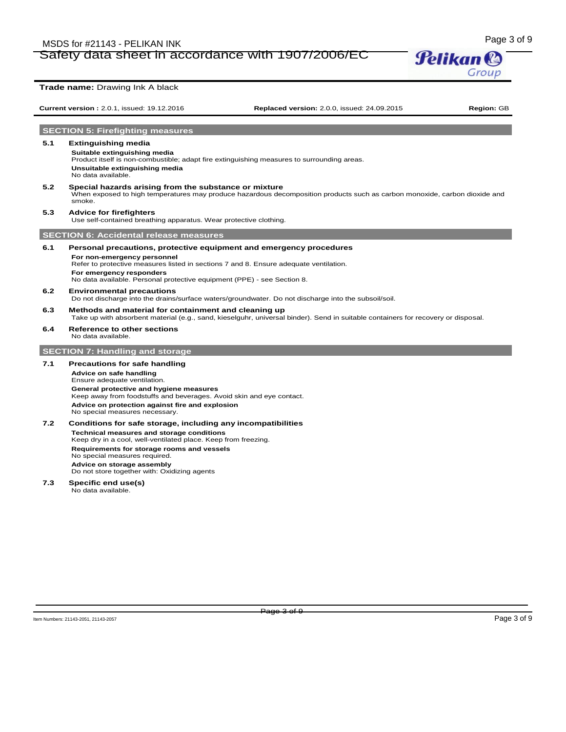**Trade name:** Drawing Ink A black

**Current version :** 2.0.1, issued: 19.12.2016 **Replaced version:** 2.0.0, issued: 24.09.2015 **Region:** GB

## SECTION 5: Firefighting measures

### 5.1 Extinguishing media

**Suitable extinguishing media**
Product itself is non-combustible; adapt fire extinguishing measures to surrounding areas.

**Unsuitable extinguishing media**
No data available.

### 5.2 Special hazards arising from the substance or mixture

When exposed to high temperatures may produce hazardous decomposition products such as carbon monoxide, carbon dioxide and smoke.

### 5.3 Advice for firefighters

Use self-contained breathing apparatus. Wear protective clothing.

## SECTION 6: Accidental release measures

### 6.1 Personal precautions, protective equipment and emergency procedures

**For non-emergency personnel**
Refer to protective measures listed in sections 7 and 8. Ensure adequate ventilation.

**For emergency responders**
No data available. Personal protective equipment (PPE) - see Section 8.

### 6.2 Environmental precautions

Do not discharge into the drains/surface waters/groundwater. Do not discharge into the subsoil/soil.

### 6.3 Methods and material for containment and cleaning up

Take up with absorbent material (e.g., sand, kieselguhr, universal binder). Send in suitable containers for recovery or disposal.

### 6.4 Reference to other sections

No data available.

## SECTION 7: Handling and storage

### 7.1 Precautions for safe handling

**Advice on safe handling**
Ensure adequate ventilation.

**General protective and hygiene measures**
Keep away from foodstuffs and beverages. Avoid skin and eye contact.

**Advice on protection against fire and explosion**
No special measures necessary.

### 7.2 Conditions for safe storage, including any incompatibilities

**Technical measures and storage conditions**
Keep dry in a cool, well-ventilated place. Keep from freezing.

**Requirements for storage rooms and vessels**
No special measures required.

**Advice on storage assembly**
Do not store together with: Oxidizing agents

### 7.3 Specific end use(s)

No data available.

Item Numbers: 21143-2051, 21143-2057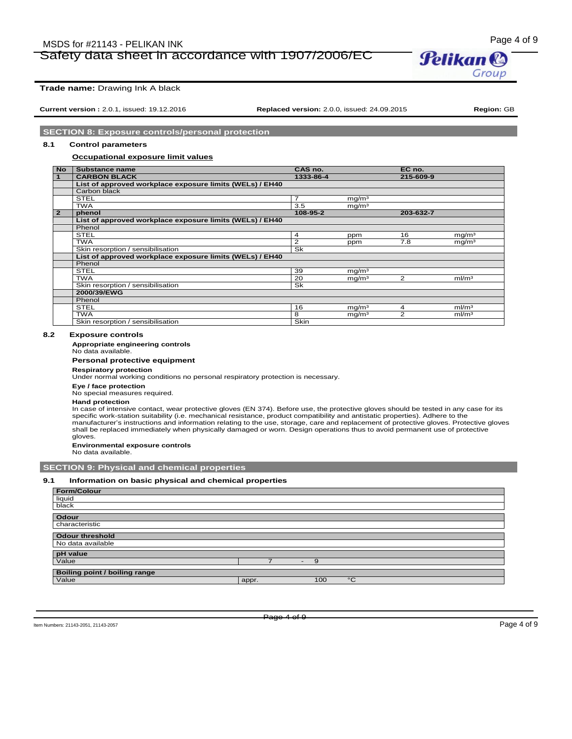**Trade name:** Drawing Ink A black

**Current version :** 2.0.1, issued: 19.12.2016 **Replaced version:** 2.0.0, issued: 24.09.2015 **Region:** GB

## SECTION 8: Exposure controls/personal protection

### 8.1 Control parameters

**Occupational exposure limit values**

| No | Substance name | CAS no. | | EC no. | |
|---|---|---|---|---|---|
| 1 | **CARBON BLACK** | **1333-86-4** | | **215-609-9** | |
| | **List of approved workplace exposure limits (WELs) / EH40** | | | | |
| | Carbon black | | | | |
| | STEL | 7 | mg/m³ | | |
| | TWA | 3.5 | mg/m³ | | |
| 2 | **phenol** | **108-95-2** | | **203-632-7** | |
| | **List of approved workplace exposure limits (WELs) / EH40** | | | | |
| | Phenol | | | | |
| | STEL | 4 | ppm | 16 | mg/m³ |
| | TWA | 2 | ppm | 7.8 | mg/m³ |
| | Skin resorption / sensibilisation | Sk | | | |
| | **List of approved workplace exposure limits (WELs) / EH40** | | | | |
| | Phenol | | | | |
| | STEL | 39 | mg/m³ | | |
| | TWA | 20 | mg/m³ | 2 | ml/m³ |
| | Skin resorption / sensibilisation | Sk | | | |
| | **2000/39/EWG** | | | | |
| | Phenol | | | | |
| | STEL | 16 | mg/m³ | 4 | ml/m³ |
| | TWA | 8 | mg/m³ | 2 | ml/m³ |
| | Skin resorption / sensibilisation | Skin | | | |

### 8.2 Exposure controls

**Appropriate engineering controls**

No data available.

**Personal protective equipment**

**Respiratory protection**

Under normal working conditions no personal respiratory protection is necessary.

**Eye / face protection**

No special measures required.

**Hand protection**

In case of intensive contact, wear protective gloves (EN 374). Before use, the protective gloves should be tested in any case for its specific work-station suitability (i.e. mechanical resistance, product compatibility and antistatic properties). Adhere to the manufacturer's instructions and information relating to the use, storage, care and replacement of protective gloves. Protective gloves shall be replaced immediately when physically damaged or worn. Design operations thus to avoid permanent use of protective gloves.

**Environmental exposure controls**

No data available.

## SECTION 9: Physical and chemical properties

### 9.1 Information on basic physical and chemical properties

| **Form/Colour** | | | |
|---|---|---|---|
| liquid | | | |
| black | | | |

| **Odour** |
|---|
| characteristic |

| **Odour threshold** |
|---|
| No data available |

| **pH value** | | |
|---|---|---|
| Value | 7 - 9 | |

| **Boiling point / boiling range** | | | |
|---|---|---|---|
| Value | appr. | 100 | °C |

Item Numbers: 21143-2051, 21143-2057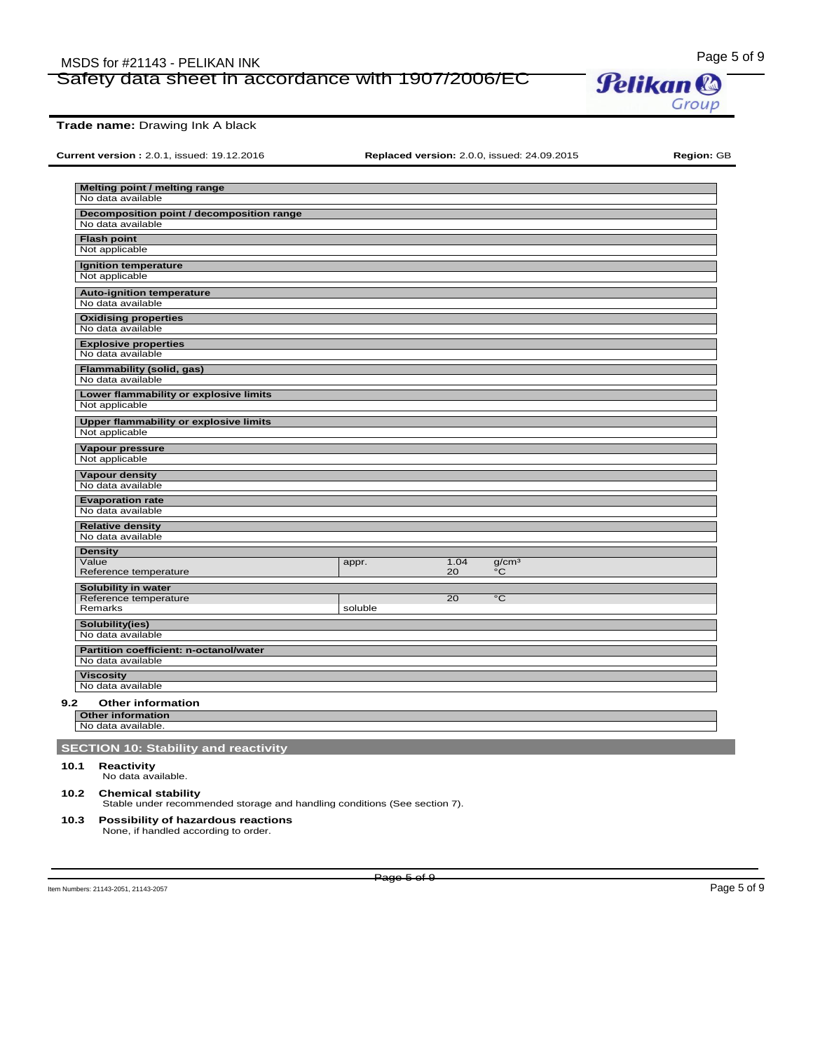**Trade name:** Drawing Ink A black

**Current version :** 2.0.1, issued: 19.12.2016 | **Replaced version:** 2.0.0, issued: 24.09.2015 | **Region:** GB

| **Melting point / melting range** | | | |
|---|---|---|---|
| No data available | | | |

| **Decomposition point / decomposition range** | | | |
|---|---|---|---|
| No data available | | | |

| **Flash point** | | | |
|---|---|---|---|
| Not applicable | | | |

| **Ignition temperature** | | | |
|---|---|---|---|
| Not applicable | | | |

| **Auto-ignition temperature** | | | |
|---|---|---|---|
| No data available | | | |

| **Oxidising properties** | | | |
|---|---|---|---|
| No data available | | | |

| **Explosive properties** | | | |
|---|---|---|---|
| No data available | | | |

| **Flammability (solid, gas)** | | | |
|---|---|---|---|
| No data available | | | |

| **Lower flammability or explosive limits** | | | |
|---|---|---|---|
| Not applicable | | | |

| **Upper flammability or explosive limits** | | | |
|---|---|---|---|
| Not applicable | | | |

| **Vapour pressure** | | | |
|---|---|---|---|
| Not applicable | | | |

| **Vapour density** | | | |
|---|---|---|---|
| No data available | | | |

| **Evaporation rate** | | | |
|---|---|---|---|
| No data available | | | |

| **Relative density** | | | |
|---|---|---|---|
| No data available | | | |

| **Density** | | | |
|---|---|---|---|
| Value | appr. | 1.04 | $g/cm^3$ |
| Reference temperature | | 20 | °C |

| **Solubility in water** | | | |
|---|---|---|---|
| Reference temperature | | 20 | °C |
| Remarks | soluble | | |

| **Solubility(ies)** | | | |
|---|---|---|---|
| No data available | | | |

| **Partition coefficient: n-octanol/water** | | | |
|---|---|---|---|
| No data available | | | |

| **Viscosity** | | | |
|---|---|---|---|
| No data available | | | |

### 9.2 Other information

| **Other information** |
|---|
| No data available. |

## SECTION 10: Stability and reactivity

### 10.1 Reactivity

No data available.

### 10.2 Chemical stability

Stable under recommended storage and handling conditions (See section 7).

### 10.3 Possibility of hazardous reactions

None, if handled according to order.

Item Numbers: 21143-2051, 21143-2057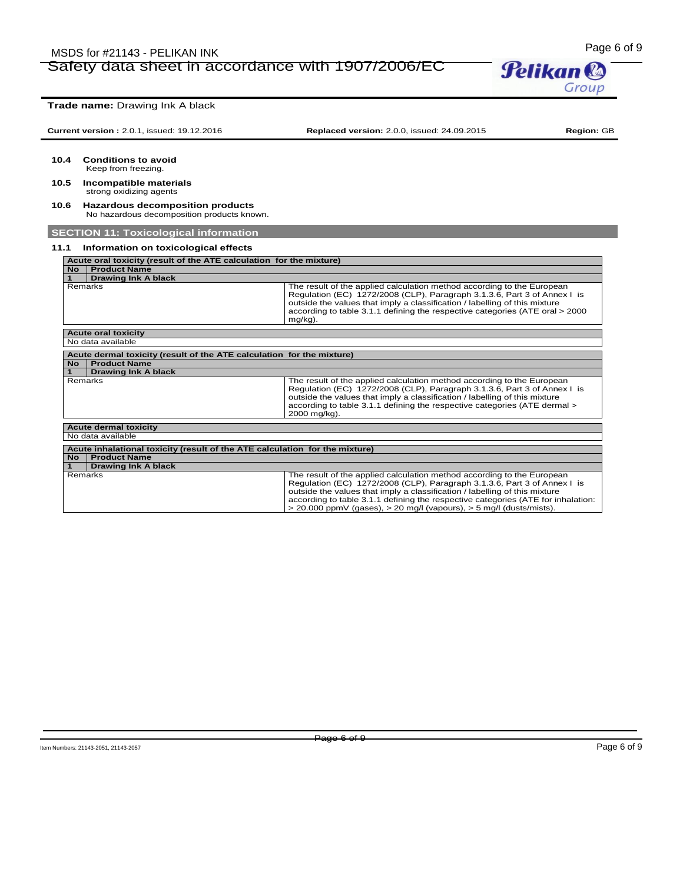**Trade name:** Drawing Ink A black

**Current version :** 2.0.1, issued: 19.12.2016 **Replaced version:** 2.0.0, issued: 24.09.2015 **Region:** GB

### 10.4 Conditions to avoid

Keep from freezing.

### 10.5 Incompatible materials

strong oxidizing agents

### 10.6 Hazardous decomposition products

No hazardous decomposition products known.

## SECTION 11: Toxicological information

### 11.1 Information on toxicological effects

| Acute oral toxicity (result of the ATE calculation for the mixture) | |
|---|---|
| **No** | **Product Name** |
| **1** | **Drawing Ink A black** |
| Remarks | The result of the applied calculation method according to the European Regulation (EC) 1272/2008 (CLP), Paragraph 3.1.3.6, Part 3 of Annex I is outside the values that imply a classification / labelling of this mixture according to table 3.1.1 defining the respective categories (ATE oral > 2000 mg/kg). |

| Acute oral toxicity |
|---|
| No data available |

| Acute dermal toxicity (result of the ATE calculation for the mixture) | |
|---|---|
| **No** | **Product Name** |
| **1** | **Drawing Ink A black** |
| Remarks | The result of the applied calculation method according to the European Regulation (EC) 1272/2008 (CLP), Paragraph 3.1.3.6, Part 3 of Annex I is outside the values that imply a classification / labelling of this mixture according to table 3.1.1 defining the respective categories (ATE dermal > 2000 mg/kg). |

| Acute dermal toxicity |
|---|
| No data available |

| Acute inhalational toxicity (result of the ATE calculation for the mixture) | |
|---|---|
| **No** | **Product Name** |
| **1** | **Drawing Ink A black** |
| Remarks | The result of the applied calculation method according to the European Regulation (EC) 1272/2008 (CLP), Paragraph 3.1.3.6, Part 3 of Annex I is outside the values that imply a classification / labelling of this mixture according to table 3.1.1 defining the respective categories (ATE for inhalation: > 20.000 ppmV (gases), > 20 mg/l (vapours), > 5 mg/l (dusts/mists). |

Item Numbers: 21143-2051, 21143-2057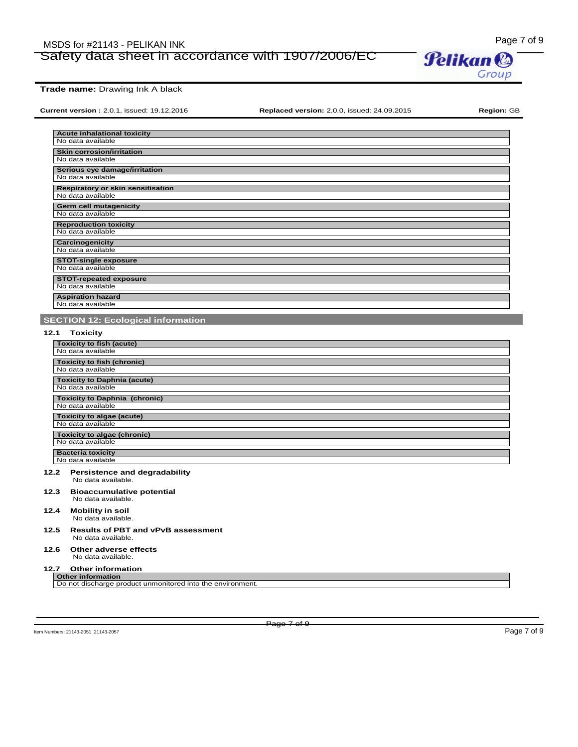**Trade name:** Drawing Ink A black

**Current version :** 2.0.1, issued: 19.12.2016 **Replaced version:** 2.0.0, issued: 24.09.2015 **Region:** GB

| **Acute inhalational toxicity** |
| --- |
| No data available |

| **Skin corrosion/irritation** |
| --- |
| No data available |

| **Serious eye damage/irritation** |
| --- |
| No data available |

| **Respiratory or skin sensitisation** |
| --- |
| No data available |

| **Germ cell mutagenicity** |
| --- |
| No data available |

| **Reproduction toxicity** |
| --- |
| No data available |

| **Carcinogenicity** |
| --- |
| No data available |

| **STOT-single exposure** |
| --- |
| No data available |

| **STOT-repeated exposure** |
| --- |
| No data available |

| **Aspiration hazard** |
| --- |
| No data available |

## SECTION 12: Ecological information

### 12.1 Toxicity

| **Toxicity to fish (acute)** |
| --- |
| No data available |

| **Toxicity to fish (chronic)** |
| --- |
| No data available |

| **Toxicity to Daphnia (acute)** |
| --- |
| No data available |

| **Toxicity to Daphnia (chronic)** |
| --- |
| No data available |

| **Toxicity to algae (acute)** |
| --- |
| No data available |

| **Toxicity to algae (chronic)** |
| --- |
| No data available |

| **Bacteria toxicity** |
| --- |
| No data available |

### 12.2 Persistence and degradability

No data available.

### 12.3 Bioaccumulative potential

No data available.

### 12.4 Mobility in soil

No data available.

### 12.5 Results of PBT and vPvB assessment

No data available.

### 12.6 Other adverse effects

No data available.

### 12.7 Other information

| **Other information** |
| --- |
| Do not discharge product unmonitored into the environment. |

Item Numbers: 21143-2051, 21143-2057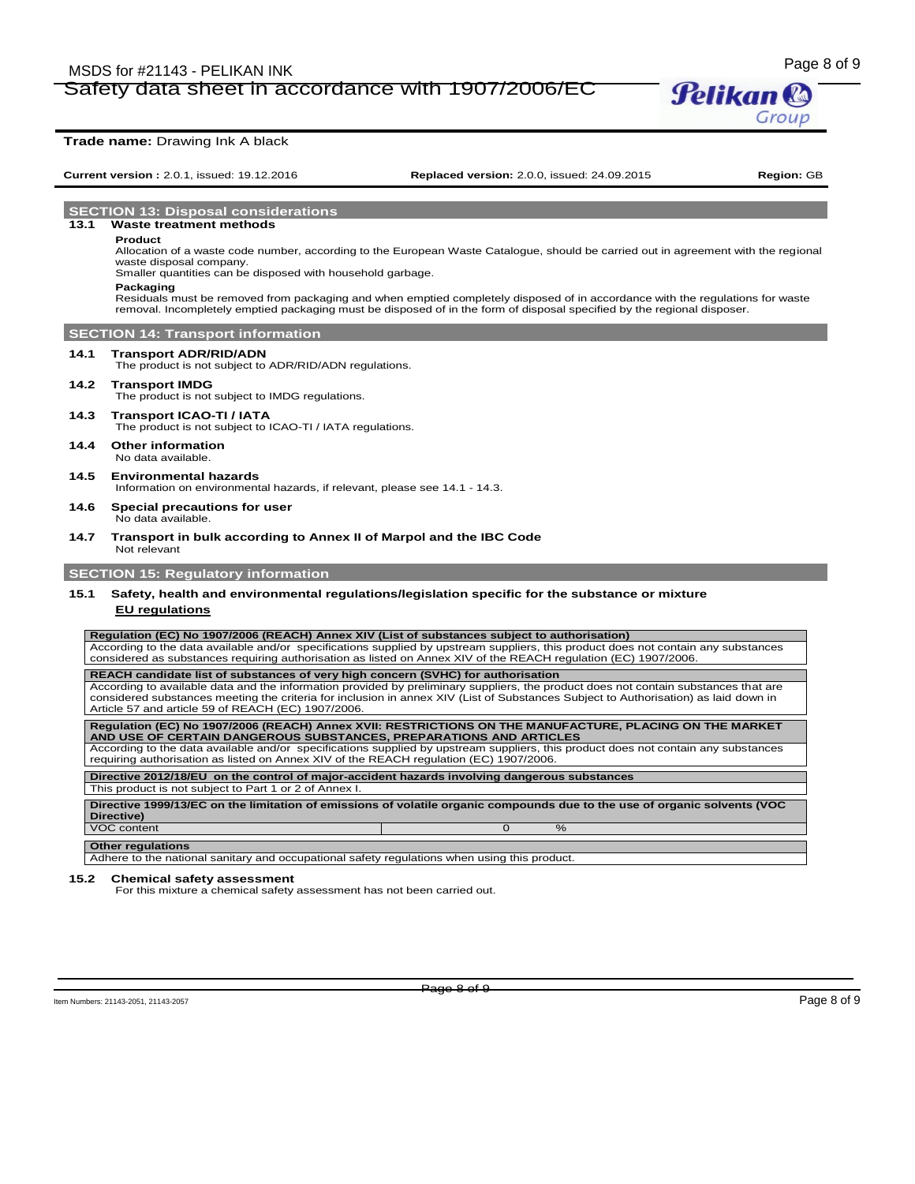**Trade name:** Drawing Ink A black

**Current version :** 2.0.1, issued: 19.12.2016 **Replaced version:** 2.0.0, issued: 24.09.2015 **Region:** GB

## SECTION 13: Disposal considerations

### 13.1 Waste treatment methods

**Product**

Allocation of a waste code number, according to the European Waste Catalogue, should be carried out in agreement with the regional waste disposal company.

Smaller quantities can be disposed with household garbage.

**Packaging**

Residuals must be removed from packaging and when emptied completely disposed of in accordance with the regulations for waste removal. Incompletely emptied packaging must be disposed of in the form of disposal specified by the regional disposer.

## SECTION 14: Transport information

### 14.1 Transport ADR/RID/ADN

The product is not subject to ADR/RID/ADN regulations.

### 14.2 Transport IMDG

The product is not subject to IMDG regulations.

### 14.3 Transport ICAO-TI / IATA

The product is not subject to ICAO-TI / IATA regulations.

### 14.4 Other information

No data available.

### 14.5 Environmental hazards

Information on environmental hazards, if relevant, please see 14.1 - 14.3.

### 14.6 Special precautions for user

No data available.

### 14.7 Transport in bulk according to Annex II of Marpol and the IBC Code

Not relevant

## SECTION 15: Regulatory information

### 15.1 Safety, health and environmental regulations/legislation specific for the substance or mixture

**EU regulations**

| **Regulation (EC) No 1907/2006 (REACH) Annex XIV (List of substances subject to authorisation)** |
|---|
| According to the data available and/or specifications supplied by upstream suppliers, this product does not contain any substances considered as substances requiring authorisation as listed on Annex XIV of the REACH regulation (EC) 1907/2006. |

| **REACH candidate list of substances of very high concern (SVHC) for authorisation** |
|---|
| According to available data and the information provided by preliminary suppliers, the product does not contain substances that are considered substances meeting the criteria for inclusion in annex XIV (List of Substances Subject to Authorisation) as laid down in Article 57 and article 59 of REACH (EC) 1907/2006. |

| **Regulation (EC) No 1907/2006 (REACH) Annex XVII: RESTRICTIONS ON THE MANUFACTURE, PLACING ON THE MARKET AND USE OF CERTAIN DANGEROUS SUBSTANCES, PREPARATIONS AND ARTICLES** |
|---|
| According to the data available and/or specifications supplied by upstream suppliers, this product does not contain any substances requiring authorisation as listed on Annex XIV of the REACH regulation (EC) 1907/2006. |

| **Directive 2012/18/EU on the control of major-accident hazards involving dangerous substances** |
|---|
| This product is not subject to Part 1 or 2 of Annex I. |

| **Directive 1999/13/EC on the limitation of emissions of volatile organic compounds due to the use of organic solvents (VOC Directive)** | | |
|---|---|---|
| VOC content | 0 | % |

| **Other regulations** |
|---|
| Adhere to the national sanitary and occupational safety regulations when using this product. |

### 15.2 Chemical safety assessment

For this mixture a chemical safety assessment has not been carried out.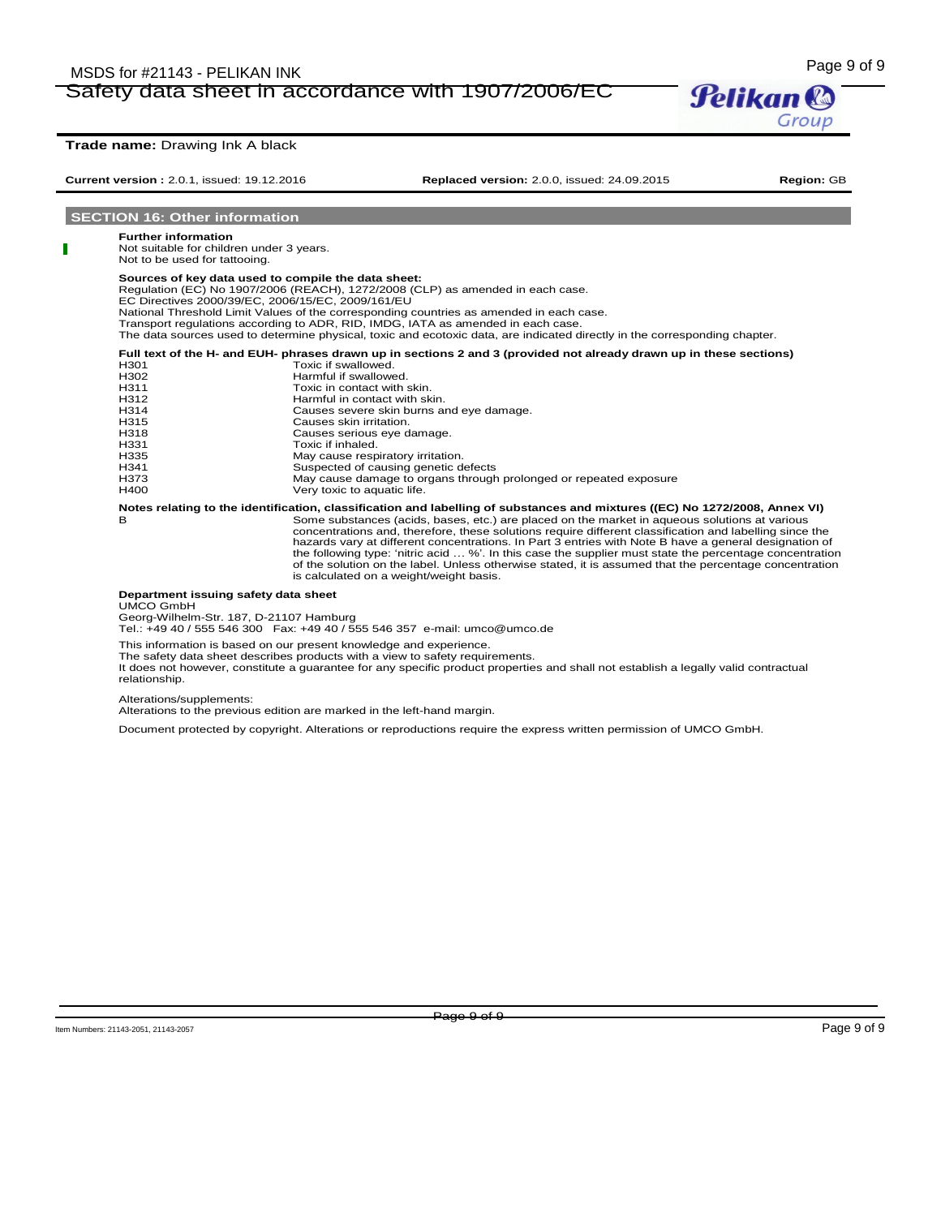**Trade name:** Drawing Ink A black

**Current version :** 2.0.1, issued: 19.12.2016 | **Replaced version:** 2.0.0, issued: 24.09.2015 | **Region:** GB

## SECTION 16: Other information

**Further information**

Not suitable for children under 3 years.
Not to be used for tattooing.

**Sources of key data used to compile the data sheet:**

Regulation (EC) No 1907/2006 (REACH), 1272/2008 (CLP) as amended in each case.
EC Directives 2000/39/EC, 2006/15/EC, 2009/161/EU
National Threshold Limit Values of the corresponding countries as amended in each case.
Transport regulations according to ADR, RID, IMDG, IATA as amended in each case.
The data sources used to determine physical, toxic and ecotoxic data, are indicated directly in the corresponding chapter.

**Full text of the H- and EUH- phrases drawn up in sections 2 and 3 (provided not already drawn up in these sections)**

| | |
|---|---|
| H301 | Toxic if swallowed. |
| H302 | Harmful if swallowed. |
| H311 | Toxic in contact with skin. |
| H312 | Harmful in contact with skin. |
| H314 | Causes severe skin burns and eye damage. |
| H315 | Causes skin irritation. |
| H318 | Causes serious eye damage. |
| H331 | Toxic if inhaled. |
| H335 | May cause respiratory irritation. |
| H341 | Suspected of causing genetic defects |
| H373 | May cause damage to organs through prolonged or repeated exposure |
| H400 | Very toxic to aquatic life. |

**Notes relating to the identification, classification and labelling of substances and mixtures ((EC) No 1272/2008, Annex VI)**

| | |
|---|---|
| B | Some substances (acids, bases, etc.) are placed on the market in aqueous solutions at various concentrations and, therefore, these solutions require different classification and labelling since the hazards vary at different concentrations. In Part 3 entries with Note B have a general designation of the following type: 'nitric acid … %'. In this case the supplier must state the percentage concentration of the solution on the label. Unless otherwise stated, it is assumed that the percentage concentration is calculated on a weight/weight basis. |

**Department issuing safety data sheet**

UMCO GmbH
Georg-Wilhelm-Str. 187, D-21107 Hamburg
Tel.: +49 40 / 555 546 300 Fax: +49 40 / 555 546 357 e-mail: umco@umco.de

This information is based on our present knowledge and experience.
The safety data sheet describes products with a view to safety requirements.
It does not however, constitute a guarantee for any specific product properties and shall not establish a legally valid contractual relationship.

Alterations/supplements:
Alterations to the previous edition are marked in the left-hand margin.

Document protected by copyright. Alterations or reproductions require the express written permission of UMCO GmbH.

Item Numbers: 21143-2051, 21143-2057